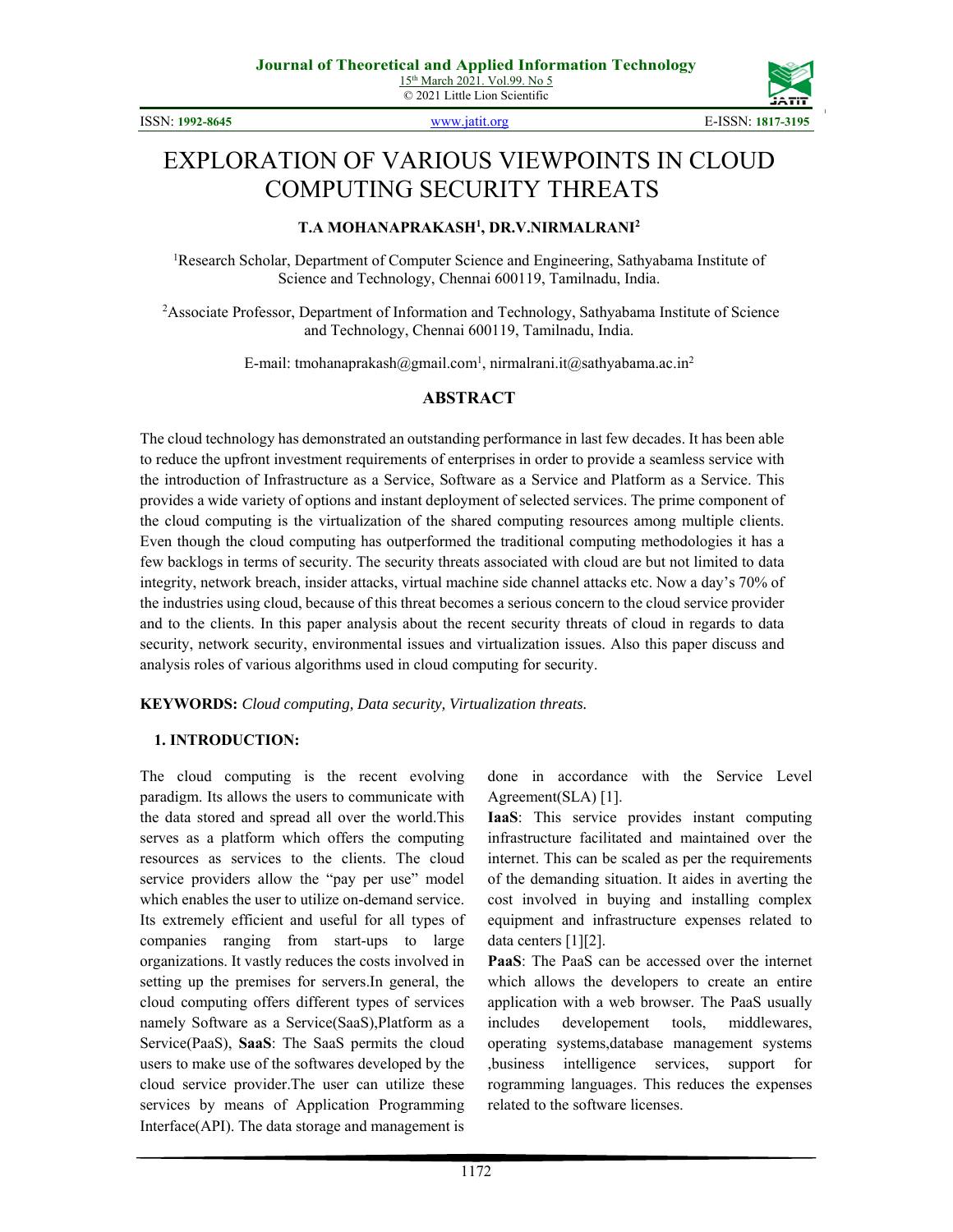# EXPLORATION OF VARIOUS VIEWPOINTS IN CLOUD COMPUTING SECURITY THREATS

**T.A MOHANAPRAKASH[1], DR.V.NIRMALRANI[2]**

[1]Research Scholar, Department of Computer Science and Engineering, Sathyabama Institute of Science and Technology, Chennai 600119, Tamilnadu, India.

[2]Associate Professor, Department of Information and Technology, Sathyabama Institute of Science and Technology, Chennai 600119, Tamilnadu, India.

E-mail: tmohanaprakash@gmail.com[1], nirmalrani.it@sathyabama.ac.in[2]

## ABSTRACT

The cloud technology has demonstrated an outstanding performance in last few decades. It has been able to reduce the upfront investment requirements of enterprises in order to provide a seamless service with the introduction of Infrastructure as a Service, Software as a Service and Platform as a Service. This provides a wide variety of options and instant deployment of selected services. The prime component of the cloud computing is the virtualization of the shared computing resources among multiple clients. Even though the cloud computing has outperformed the traditional computing methodologies it has a few backlogs in terms of security. The security threats associated with cloud are but not limited to data integrity, network breach, insider attacks, virtual machine side channel attacks etc. Now a day's 70% of the industries using cloud, because of this threat becomes a serious concern to the cloud service provider and to the clients. In this paper analysis about the recent security threats of cloud in regards to data security, network security, environmental issues and virtualization issues. Also this paper discuss and analysis roles of various algorithms used in cloud computing for security.

**KEYWORDS:** *Cloud computing, Data security, Virtualization threats.*

## 1. INTRODUCTION:

The cloud computing is the recent evolving paradigm. Its allows the users to communicate with the data stored and spread all over the world.This serves as a platform which offers the computing resources as services to the clients. The cloud service providers allow the "pay per use" model which enables the user to utilize on-demand service. Its extremely efficient and useful for all types of companies ranging from start-ups to large organizations. It vastly reduces the costs involved in setting up the premises for servers.In general, the cloud computing offers different types of services namely Software as a Service(SaaS),Platform as a Service(PaaS), **SaaS**: The SaaS permits the cloud users to make use of the softwares developed by the cloud service provider.The user can utilize these services by means of Application Programming Interface(API). The data storage and management is done in accordance with the Service Level Agreement(SLA) [1].

**IaaS**: This service provides instant computing infrastructure facilitated and maintained over the internet. This can be scaled as per the requirements of the demanding situation. It aides in averting the cost involved in buying and installing complex equipment and infrastructure expenses related to data centers [1][2].

**PaaS**: The PaaS can be accessed over the internet which allows the developers to create an entire application with a web browser. The PaaS usually includes developement tools, middlewares, operating systems,database management systems ,business intelligence services, support for rogramming languages. This reduces the expenses related to the software licenses.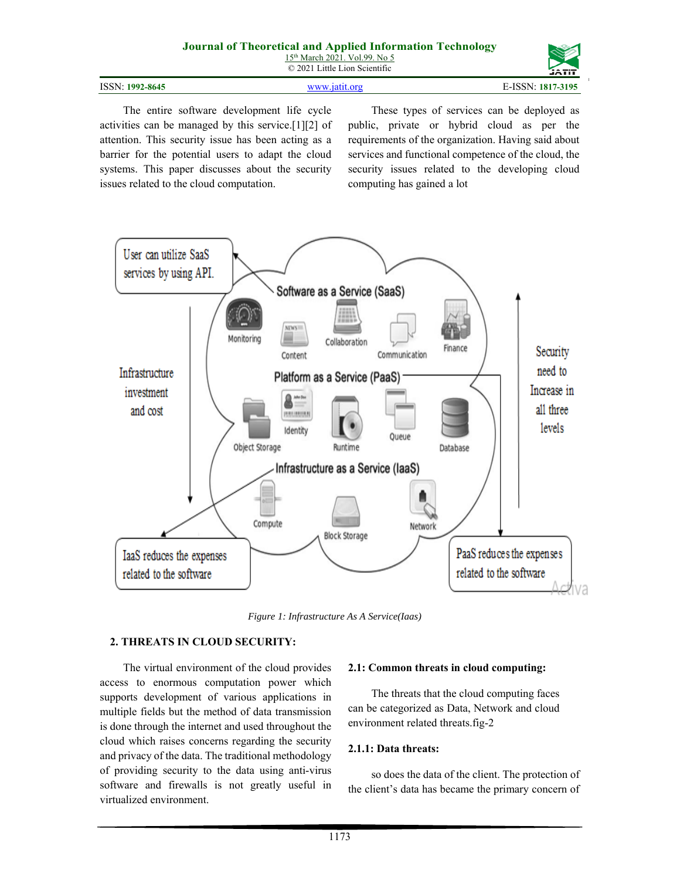The entire software development life cycle activities can be managed by this service.[1][2] of attention. This security issue has been acting as a barrier for the potential users to adapt the cloud systems. This paper discusses about the security issues related to the cloud computation.

These types of services can be deployed as public, private or hybrid cloud as per the requirements of the organization. Having said about services and functional competence of the cloud, the security issues related to the developing cloud computing has gained a lot

*Figure 1: Infrastructure As A Service(Iaas)*

## 2. THREATS IN CLOUD SECURITY:

The virtual environment of the cloud provides access to enormous computation power which supports development of various applications in multiple fields but the method of data transmission is done through the internet and used throughout the cloud which raises concerns regarding the security and privacy of the data. The traditional methodology of providing security to the data using anti-virus software and firewalls is not greatly useful in virtualized environment.

### 2.1: Common threats in cloud computing:

The threats that the cloud computing faces can be categorized as Data, Network and cloud environment related threats.fig-2

#### 2.1.1: Data threats:

so does the data of the client. The protection of the client's data has became the primary concern of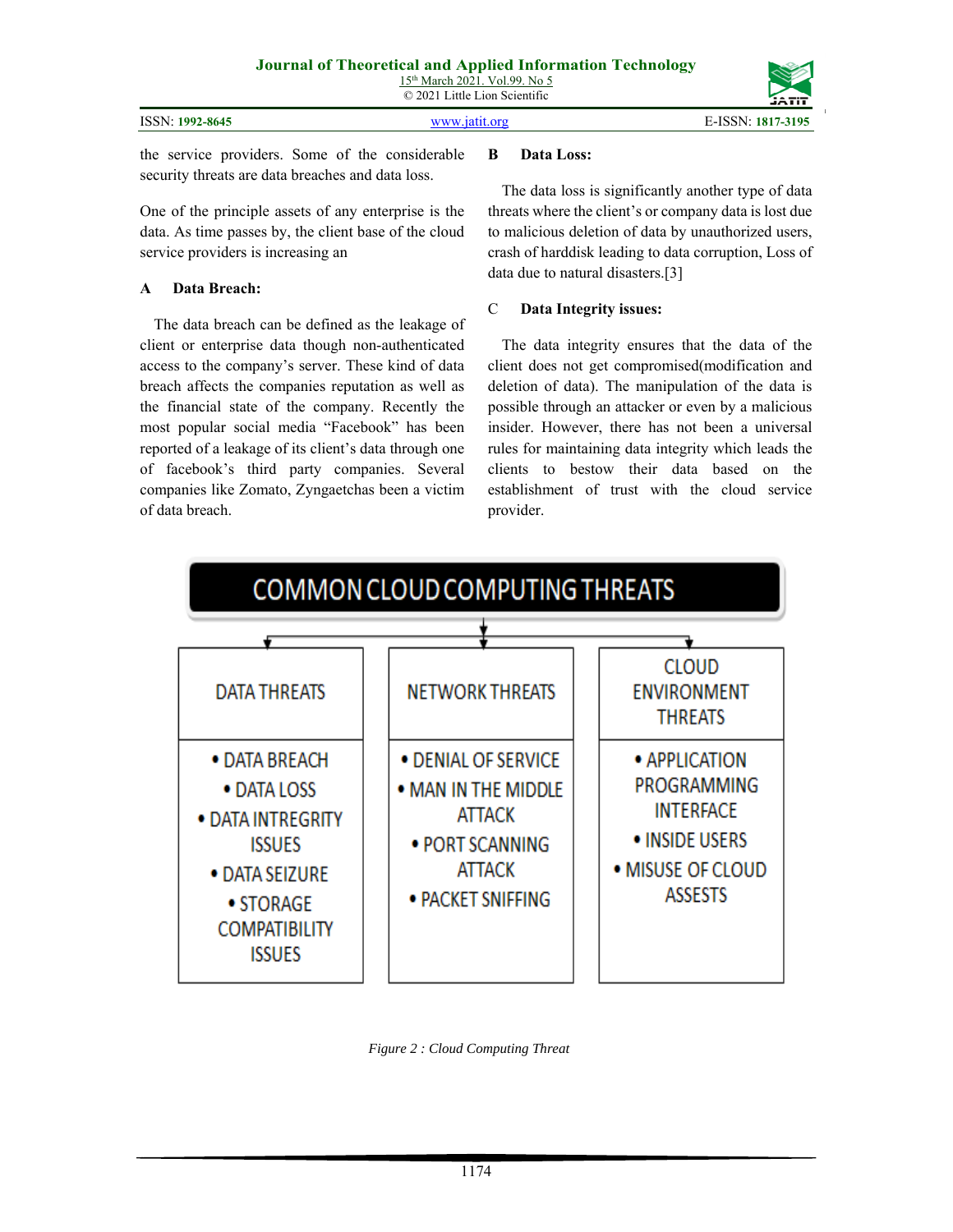the service providers. Some of the considerable security threats are data breaches and data loss.

One of the principle assets of any enterprise is the data. As time passes by, the client base of the cloud service providers is increasing an

**A Data Breach:**

The data breach can be defined as the leakage of client or enterprise data though non-authenticated access to the company's server. These kind of data breach affects the companies reputation as well as the financial state of the company. Recently the most popular social media "Facebook" has been reported of a leakage of its client's data through one of facebook's third party companies. Several companies like Zomato, Zyngaetchas been a victim of data breach.

**B Data Loss:**

The data loss is significantly another type of data threats where the client's or company data is lost due to malicious deletion of data by unauthorized users, crash of harddisk leading to data corruption, Loss of data due to natural disasters.[3]

**C Data Integrity issues:**

The data integrity ensures that the data of the client does not get compromised(modification and deletion of data). The manipulation of the data is possible through an attacker or even by a malicious insider. However, there has not been a universal rules for maintaining data integrity which leads the clients to bestow their data based on the establishment of trust with the cloud service provider.

**COMMON CLOUD COMPUTING THREATS**

| DATA THREATS | NETWORK THREATS | CLOUD ENVIRONMENT THREATS |
| --- | --- | --- |
| • DATA BREACH<br>• DATA LOSS<br>• DATA INTREGRITY ISSUES<br>• DATA SEIZURE<br>• STORAGE COMPATIBILITY ISSUES | • DENIAL OF SERVICE<br>• MAN IN THE MIDDLE ATTACK<br>• PORT SCANNING ATTACK<br>• PACKET SNIFFING | • APPLICATION PROGRAMMING INTERFACE<br>• INSIDE USERS<br>• MISUSE OF CLOUD ASSESTS |

*Figure 2 : Cloud Computing Threat*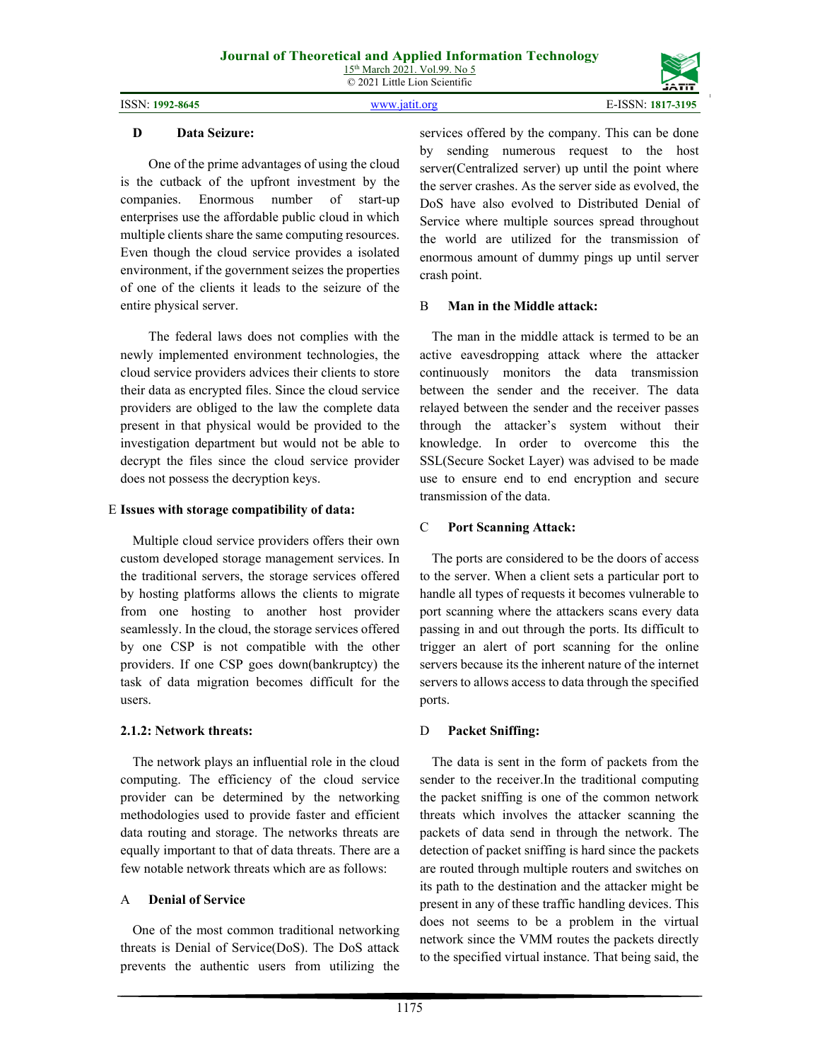**D Data Seizure:**

One of the prime advantages of using the cloud is the cutback of the upfront investment by the companies. Enormous number of start-up enterprises use the affordable public cloud in which multiple clients share the same computing resources. Even though the cloud service provides a isolated environment, if the government seizes the properties of one of the clients it leads to the seizure of the entire physical server.

The federal laws does not complies with the newly implemented environment technologies, the cloud service providers advices their clients to store their data as encrypted files. Since the cloud service providers are obliged to the law the complete data present in that physical would be provided to the investigation department but would not be able to decrypt the files since the cloud service provider does not possess the decryption keys.

**E Issues with storage compatibility of data:**

Multiple cloud service providers offers their own custom developed storage management services. In the traditional servers, the storage services offered by hosting platforms allows the clients to migrate from one hosting to another host provider seamlessly. In the cloud, the storage services offered by one CSP is not compatible with the other providers. If one CSP goes down(bankruptcy) the task of data migration becomes difficult for the users.

### 2.1.2: Network threats:

The network plays an influential role in the cloud computing. The efficiency of the cloud service provider can be determined by the networking methodologies used to provide faster and efficient data routing and storage. The networks threats are equally important to that of data threats. There are a few notable network threats which are as follows:

**A Denial of Service**

One of the most common traditional networking threats is Denial of Service(DoS). The DoS attack prevents the authentic users from utilizing the services offered by the company. This can be done by sending numerous request to the host server(Centralized server) up until the point where the server crashes. As the server side as evolved, the DoS have also evolved to Distributed Denial of Service where multiple sources spread throughout the world are utilized for the transmission of enormous amount of dummy pings up until server crash point.

**B Man in the Middle attack:**

The man in the middle attack is termed to be an active eavesdropping attack where the attacker continuously monitors the data transmission between the sender and the receiver. The data relayed between the sender and the receiver passes through the attacker's system without their knowledge. In order to overcome this the SSL(Secure Socket Layer) was advised to be made use to ensure end to end encryption and secure transmission of the data.

**C Port Scanning Attack:**

The ports are considered to be the doors of access to the server. When a client sets a particular port to handle all types of requests it becomes vulnerable to port scanning where the attackers scans every data passing in and out through the ports. Its difficult to trigger an alert of port scanning for the online servers because its the inherent nature of the internet servers to allows access to data through the specified ports.

**D Packet Sniffing:**

The data is sent in the form of packets from the sender to the receiver.In the traditional computing the packet sniffing is one of the common network threats which involves the attacker scanning the packets of data send in through the network. The detection of packet sniffing is hard since the packets are routed through multiple routers and switches on its path to the destination and the attacker might be present in any of these traffic handling devices. This does not seems to be a problem in the virtual network since the VMM routes the packets directly to the specified virtual instance. That being said, the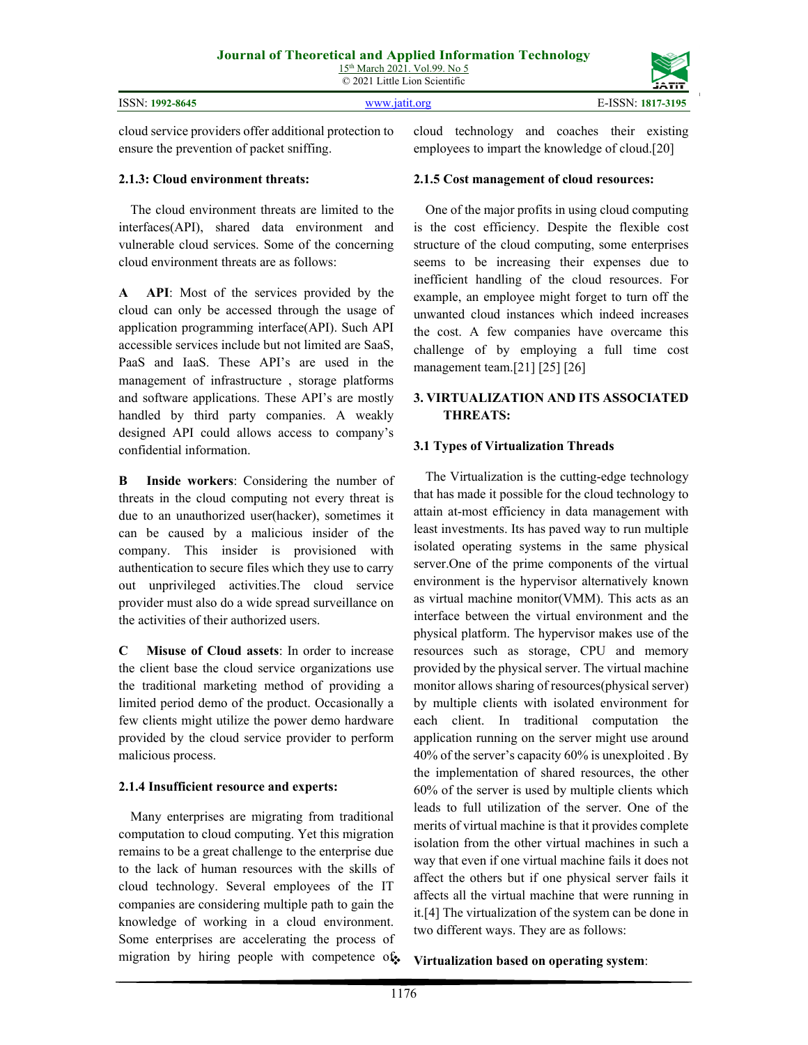cloud service providers offer additional protection to ensure the prevention of packet sniffing.

### 2.1.3: Cloud environment threats:

The cloud environment threats are limited to the interfaces(API), shared data environment and vulnerable cloud services. Some of the concerning cloud environment threats are as follows:

**A API**: Most of the services provided by the cloud can only be accessed through the usage of application programming interface(API). Such API accessible services include but not limited are SaaS, PaaS and IaaS. These API's are used in the management of infrastructure , storage platforms and software applications. These API's are mostly handled by third party companies. A weakly designed API could allows access to company's confidential information.

**B Inside workers**: Considering the number of threats in the cloud computing not every threat is due to an unauthorized user(hacker), sometimes it can be caused by a malicious insider of the company. This insider is provisioned with authentication to secure files which they use to carry out unprivileged activities.The cloud service provider must also do a wide spread surveillance on the activities of their authorized users.

**C Misuse of Cloud assets**: In order to increase the client base the cloud service organizations use the traditional marketing method of providing a limited period demo of the product. Occasionally a few clients might utilize the power demo hardware provided by the cloud service provider to perform malicious process.

### 2.1.4 Insufficient resource and experts:

Many enterprises are migrating from traditional computation to cloud computing. Yet this migration remains to be a great challenge to the enterprise due to the lack of human resources with the skills of cloud technology. Several employees of the IT companies are considering multiple path to gain the knowledge of working in a cloud environment. Some enterprises are accelerating the process of migration by hiring people with competence of cloud technology and coaches their existing employees to impart the knowledge of cloud.[20]

### 2.1.5 Cost management of cloud resources:

One of the major profits in using cloud computing is the cost efficiency. Despite the flexible cost structure of the cloud computing, some enterprises seems to be increasing their expenses due to inefficient handling of the cloud resources. For example, an employee might forget to turn off the unwanted cloud instances which indeed increases the cost. A few companies have overcame this challenge of by employing a full time cost management team.[21] [25] [26]

## 3. VIRTUALIZATION AND ITS ASSOCIATED THREATS:

### 3.1 Types of Virtualization Threads

The Virtualization is the cutting-edge technology that has made it possible for the cloud technology to attain at-most efficiency in data management with least investments. Its has paved way to run multiple isolated operating systems in the same physical server.One of the prime components of the virtual environment is the hypervisor alternatively known as virtual machine monitor(VMM). This acts as an interface between the virtual environment and the physical platform. The hypervisor makes use of the resources such as storage, CPU and memory provided by the physical server. The virtual machine monitor allows sharing of resources(physical server) by multiple clients with isolated environment for each client. In traditional computation the application running on the server might use around 40% of the server's capacity 60% is unexploited . By the implementation of shared resources, the other 60% of the server is used by multiple clients which leads to full utilization of the server. One of the merits of virtual machine is that it provides complete isolation from the other virtual machines in such a way that even if one virtual machine fails it does not affect the others but if one physical server fails it affects all the virtual machine that were running in it.[4] The virtualization of the system can be done in two different ways. They are as follows:

❖ **Virtualization based on operating system**: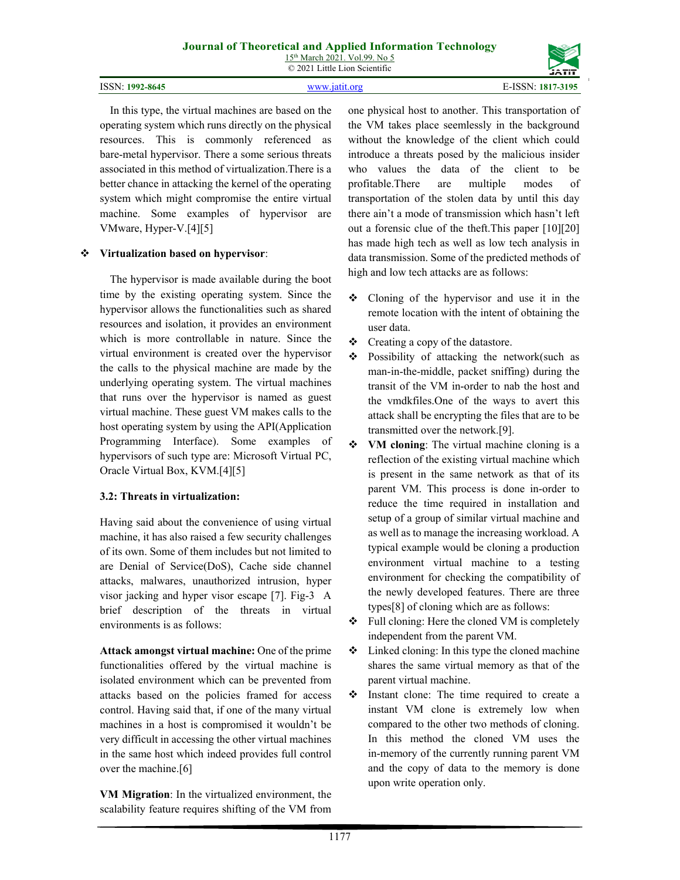In this type, the virtual machines are based on the operating system which runs directly on the physical resources. This is commonly referenced as bare-metal hypervisor. There a some serious threats associated in this method of virtualization.There is a better chance in attacking the kernel of the operating system which might compromise the entire virtual machine. Some examples of hypervisor are VMware, Hyper-V.[4][5]

- **Virtualization based on hypervisor**:

The hypervisor is made available during the boot time by the existing operating system. Since the hypervisor allows the functionalities such as shared resources and isolation, it provides an environment which is more controllable in nature. Since the virtual environment is created over the hypervisor the calls to the physical machine are made by the underlying operating system. The virtual machines that runs over the hypervisor is named as guest virtual machine. These guest VM makes calls to the host operating system by using the API(Application Programming Interface). Some examples of hypervisors of such type are: Microsoft Virtual PC, Oracle Virtual Box, KVM.[4][5]

### 3.2: Threats in virtualization:

Having said about the convenience of using virtual machine, it has also raised a few security challenges of its own. Some of them includes but not limited to are Denial of Service(DoS), Cache side channel attacks, malwares, unauthorized intrusion, hyper visor jacking and hyper visor escape [7]. Fig-3 A brief description of the threats in virtual environments is as follows:

**Attack amongst virtual machine:** One of the prime functionalities offered by the virtual machine is isolated environment which can be prevented from attacks based on the policies framed for access control. Having said that, if one of the many virtual machines in a host is compromised it wouldn't be very difficult in accessing the other virtual machines in the same host which indeed provides full control over the machine.[6]

**VM Migration**: In the virtualized environment, the scalability feature requires shifting of the VM from one physical host to another. This transportation of the VM takes place seemlessly in the background without the knowledge of the client which could introduce a threats posed by the malicious insider who values the data of the client to be profitable.There are multiple modes of transportation of the stolen data by until this day there ain't a mode of transmission which hasn't left out a forensic clue of the theft.This paper [10][20] has made high tech as well as low tech analysis in data transmission. Some of the predicted methods of high and low tech attacks are as follows:

- Cloning of the hypervisor and use it in the remote location with the intent of obtaining the user data.
- Creating a copy of the datastore.
- Possibility of attacking the network(such as man-in-the-middle, packet sniffing) during the transit of the VM in-order to nab the host and the vmdkfiles.One of the ways to avert this attack shall be encrypting the files that are to be transmitted over the network.[9].
- **VM cloning**: The virtual machine cloning is a reflection of the existing virtual machine which is present in the same network as that of its parent VM. This process is done in-order to reduce the time required in installation and setup of a group of similar virtual machine and as well as to manage the increasing workload. A typical example would be cloning a production environment virtual machine to a testing environment for checking the compatibility of the newly developed features. There are three types[8] of cloning which are as follows:
- Full cloning: Here the cloned VM is completely independent from the parent VM.
- Linked cloning: In this type the cloned machine shares the same virtual memory as that of the parent virtual machine.
- Instant clone: The time required to create a instant VM clone is extremely low when compared to the other two methods of cloning. In this method the cloned VM uses the in-memory of the currently running parent VM and the copy of data to the memory is done upon write operation only.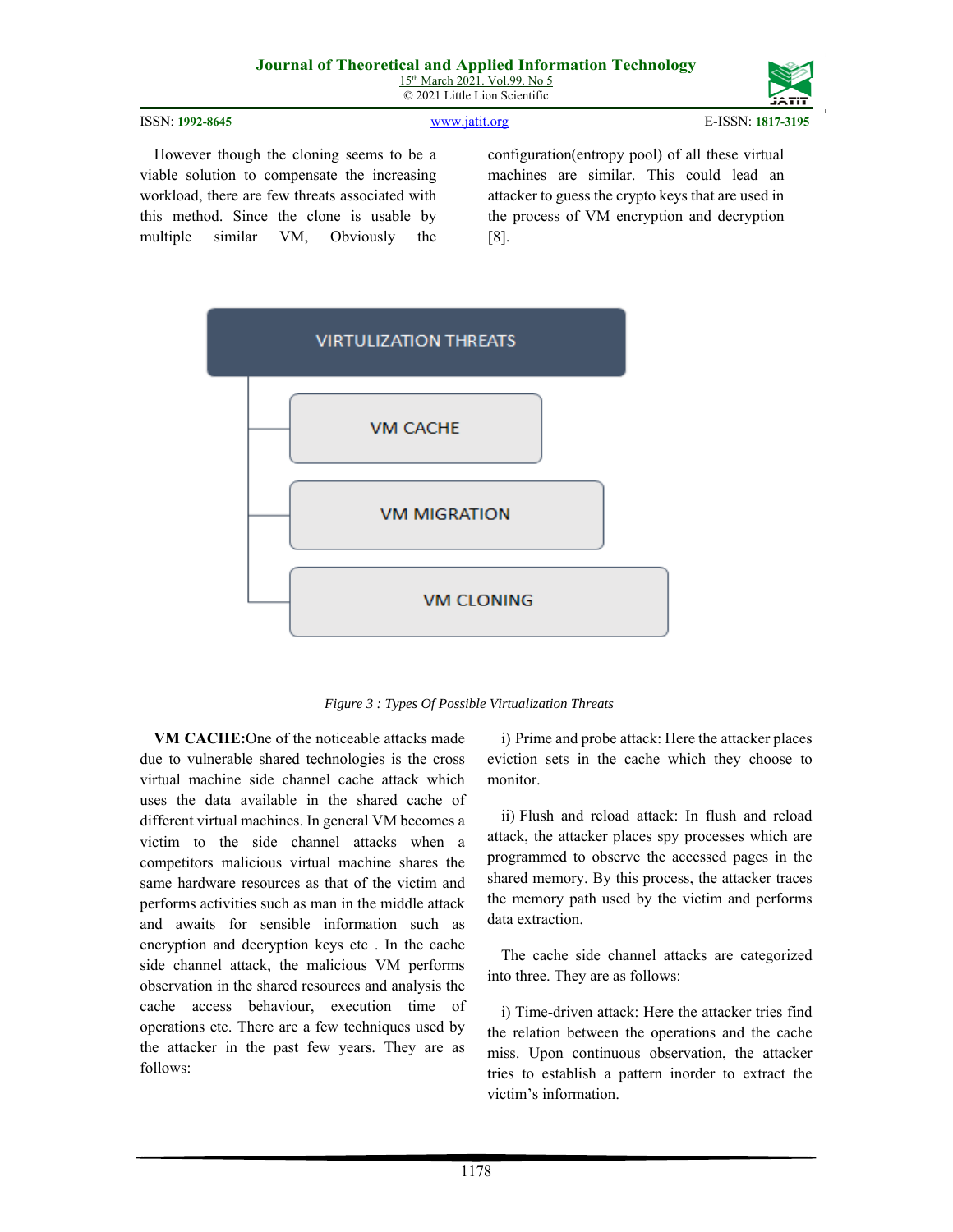However though the cloning seems to be a viable solution to compensate the increasing workload, there are few threats associated with this method. Since the clone is usable by multiple similar VM, Obviously the configuration(entropy pool) of all these virtual machines are similar. This could lead an attacker to guess the crypto keys that are used in the process of VM encryption and decryption [8].

VIRTULIZATION THREATS
- VM CACHE
- VM MIGRATION
- VM CLONING

*Figure 3 : Types Of Possible Virtualization Threats*

**VM CACHE:**One of the noticeable attacks made due to vulnerable shared technologies is the cross virtual machine side channel cache attack which uses the data available in the shared cache of different virtual machines. In general VM becomes a victim to the side channel attacks when a competitors malicious virtual machine shares the same hardware resources as that of the victim and performs activities such as man in the middle attack and awaits for sensible information such as encryption and decryption keys etc . In the cache side channel attack, the malicious VM performs observation in the shared resources and analysis the cache access behaviour, execution time of operations etc. There are a few techniques used by the attacker in the past few years. They are as follows:

i) Prime and probe attack: Here the attacker places eviction sets in the cache which they choose to monitor.

ii) Flush and reload attack: In flush and reload attack, the attacker places spy processes which are programmed to observe the accessed pages in the shared memory. By this process, the attacker traces the memory path used by the victim and performs data extraction.

The cache side channel attacks are categorized into three. They are as follows:

i) Time-driven attack: Here the attacker tries find the relation between the operations and the cache miss. Upon continuous observation, the attacker tries to establish a pattern inorder to extract the victim's information.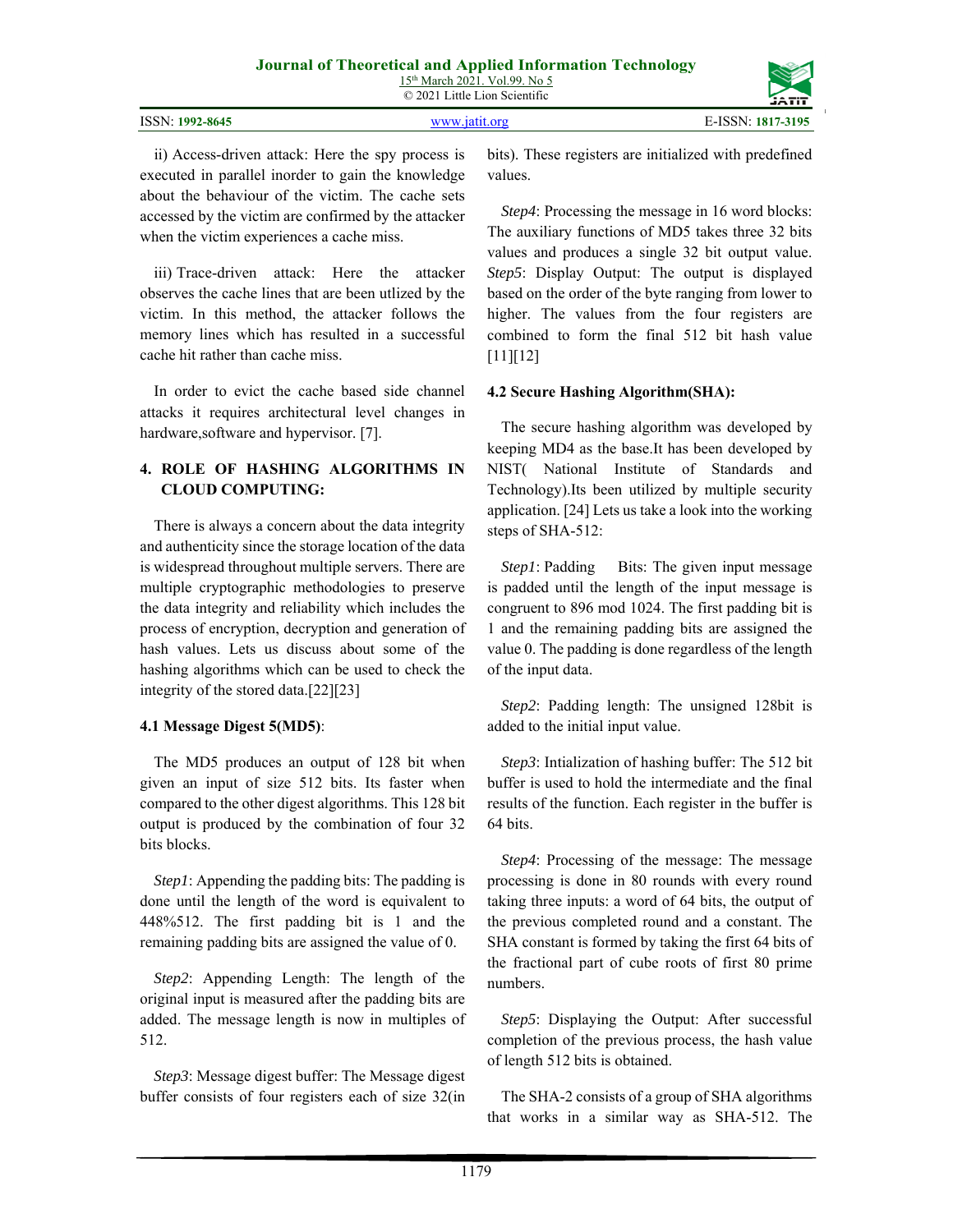ii) Access-driven attack: Here the spy process is executed in parallel inorder to gain the knowledge about the behaviour of the victim. The cache sets accessed by the victim are confirmed by the attacker when the victim experiences a cache miss.

iii) Trace-driven attack: Here the attacker observes the cache lines that are been utlized by the victim. In this method, the attacker follows the memory lines which has resulted in a successful cache hit rather than cache miss.

In order to evict the cache based side channel attacks it requires architectural level changes in hardware,software and hypervisor. [7].

## 4. ROLE OF HASHING ALGORITHMS IN CLOUD COMPUTING:

There is always a concern about the data integrity and authenticity since the storage location of the data is widespread throughout multiple servers. There are multiple cryptographic methodologies to preserve the data integrity and reliability which includes the process of encryption, decryption and generation of hash values. Lets us discuss about some of the hashing algorithms which can be used to check the integrity of the stored data.[22][23]

### 4.1 Message Digest 5(MD5):

The MD5 produces an output of 128 bit when given an input of size 512 bits. Its faster when compared to the other digest algorithms. This 128 bit output is produced by the combination of four 32 bits blocks.

*Step1*: Appending the padding bits: The padding is done until the length of the word is equivalent to 448%512. The first padding bit is 1 and the remaining padding bits are assigned the value of 0.

*Step2*: Appending Length: The length of the original input is measured after the padding bits are added. The message length is now in multiples of 512.

*Step3*: Message digest buffer: The Message digest buffer consists of four registers each of size 32(in bits). These registers are initialized with predefined values.

*Step4*: Processing the message in 16 word blocks: The auxiliary functions of MD5 takes three 32 bits values and produces a single 32 bit output value.
*Step5*: Display Output: The output is displayed based on the order of the byte ranging from lower to higher. The values from the four registers are combined to form the final 512 bit hash value [11][12]

### 4.2 Secure Hashing Algorithm(SHA):

The secure hashing algorithm was developed by keeping MD4 as the base.It has been developed by NIST( National Institute of Standards and Technology).Its been utilized by multiple security application. [24] Lets us take a look into the working steps of SHA-512:

*Step1*: Padding Bits: The given input message is padded until the length of the input message is congruent to 896 mod 1024. The first padding bit is 1 and the remaining padding bits are assigned the value 0. The padding is done regardless of the length of the input data.

*Step2*: Padding length: The unsigned 128bit is added to the initial input value.

*Step3*: Intialization of hashing buffer: The 512 bit buffer is used to hold the intermediate and the final results of the function. Each register in the buffer is 64 bits.

*Step4*: Processing of the message: The message processing is done in 80 rounds with every round taking three inputs: a word of 64 bits, the output of the previous completed round and a constant. The SHA constant is formed by taking the first 64 bits of the fractional part of cube roots of first 80 prime numbers.

*Step5*: Displaying the Output: After successful completion of the previous process, the hash value of length 512 bits is obtained.

The SHA-2 consists of a group of SHA algorithms that works in a similar way as SHA-512. The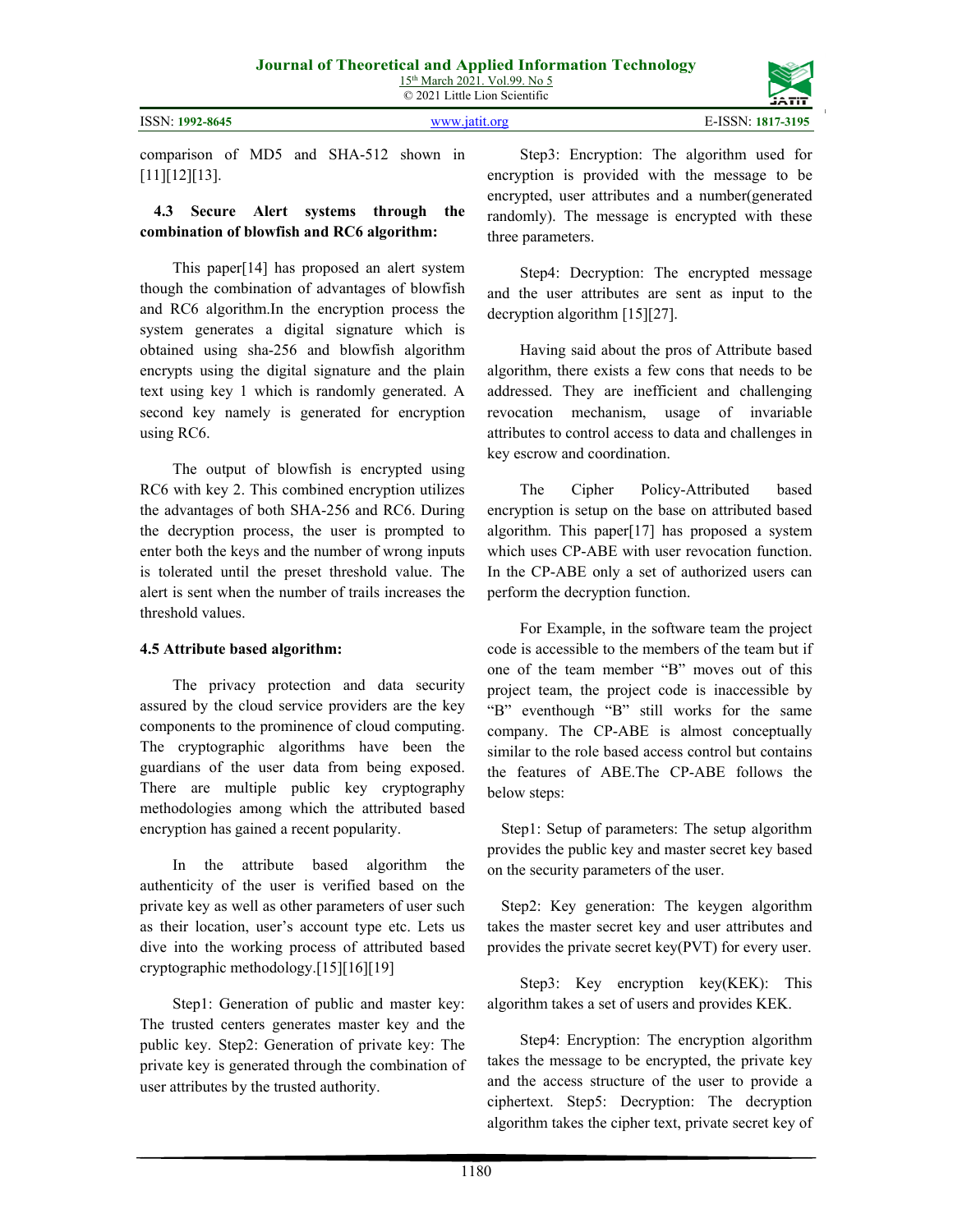comparison of MD5 and SHA-512 shown in [11][12][13].

### 4.3 Secure Alert systems through the combination of blowfish and RC6 algorithm:

This paper[14] has proposed an alert system though the combination of advantages of blowfish and RC6 algorithm.In the encryption process the system generates a digital signature which is obtained using sha-256 and blowfish algorithm encrypts using the digital signature and the plain text using key 1 which is randomly generated. A second key namely is generated for encryption using RC6.

The output of blowfish is encrypted using RC6 with key 2. This combined encryption utilizes the advantages of both SHA-256 and RC6. During the decryption process, the user is prompted to enter both the keys and the number of wrong inputs is tolerated until the preset threshold value. The alert is sent when the number of trails increases the threshold values.

### 4.5 Attribute based algorithm:

The privacy protection and data security assured by the cloud service providers are the key components to the prominence of cloud computing. The cryptographic algorithms have been the guardians of the user data from being exposed. There are multiple public key cryptography methodologies among which the attributed based encryption has gained a recent popularity.

In the attribute based algorithm the authenticity of the user is verified based on the private key as well as other parameters of user such as their location, user's account type etc. Lets us dive into the working process of attributed based cryptographic methodology.[15][16][19]

Step1: Generation of public and master key: The trusted centers generates master key and the public key. Step2: Generation of private key: The private key is generated through the combination of user attributes by the trusted authority.

Step3: Encryption: The algorithm used for encryption is provided with the message to be encrypted, user attributes and a number(generated randomly). The message is encrypted with these three parameters.

Step4: Decryption: The encrypted message and the user attributes are sent as input to the decryption algorithm [15][27].

Having said about the pros of Attribute based algorithm, there exists a few cons that needs to be addressed. They are inefficient and challenging revocation mechanism, usage of invariable attributes to control access to data and challenges in key escrow and coordination.

The Cipher Policy-Attributed based encryption is setup on the base on attributed based algorithm. This paper[17] has proposed a system which uses CP-ABE with user revocation function. In the CP-ABE only a set of authorized users can perform the decryption function.

For Example, in the software team the project code is accessible to the members of the team but if one of the team member "B" moves out of this project team, the project code is inaccessible by "B" eventhough "B" still works for the same company. The CP-ABE is almost conceptually similar to the role based access control but contains the features of ABE.The CP-ABE follows the below steps:

Step1: Setup of parameters: The setup algorithm provides the public key and master secret key based on the security parameters of the user.

Step2: Key generation: The keygen algorithm takes the master secret key and user attributes and provides the private secret key(PVT) for every user.

Step3: Key encryption key(KEK): This algorithm takes a set of users and provides KEK.

Step4: Encryption: The encryption algorithm takes the message to be encrypted, the private key and the access structure of the user to provide a ciphertext. Step5: Decryption: The decryption algorithm takes the cipher text, private secret key of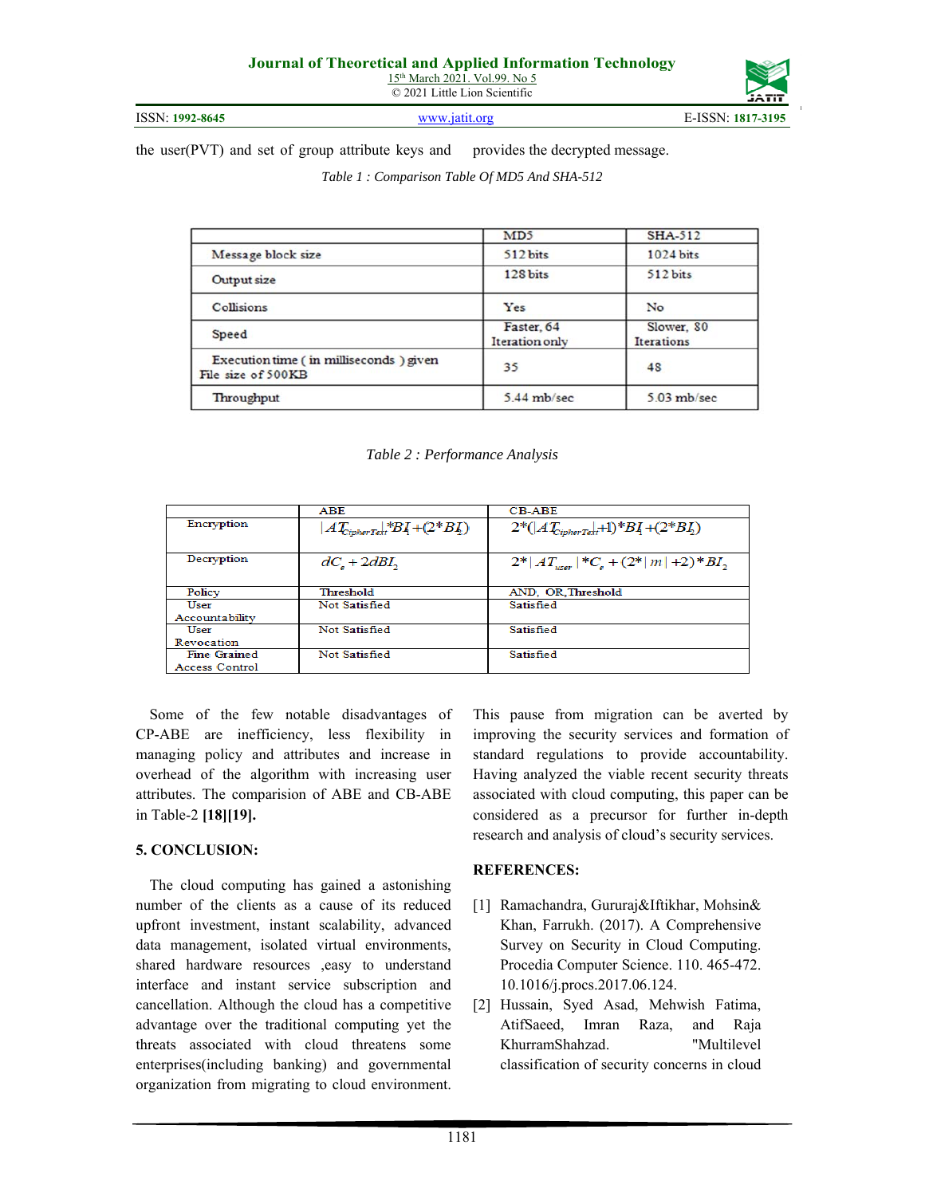the user(PVT) and set of group attribute keys and provides the decrypted message.

*Table 1 : Comparison Table Of MD5 And SHA-512*

| | MD5 | SHA-512 |
|---|---|---|
| Message block size | 512 bits | 1024 bits |
| Output size | 128 bits | 512 bits |
| Collisions | Yes | No |
| Speed | Faster, 64 Iteration only | Slower, 80 Iterations |
| Execution time ( in milliseconds ) given File size of 500KB | 35 | 48 |
| Throughput | 5.44 mb/sec | 5.03 mb/sec |

*Table 2 : Performance Analysis*

| | ABE | CB-ABE |
|---|---|---|
| Encryption | $\lvert AT_{CipherText}\rvert * BI_1 + (2*BI_2)$ | $2*(\lvert AT_{CipherText}\rvert +1)*BI_1 + (2*BI_2)$ |
| Decryption | $dC_e + 2dBI_2$ | $2*\lvert AT_{user}\rvert *C_e + (2*\lvert m\rvert +2)*BI_2$ |
| Policy | Threshold | AND, OR, Threshold |
| User Accountability | Not Satisfied | Satisfied |
| User Revocation | Not Satisfied | Satisfied |
| Fine Grained Access Control | Not Satisfied | Satisfied |

Some of the few notable disadvantages of CP-ABE are inefficiency, less flexibility in managing policy and attributes and increase in overhead of the algorithm with increasing user attributes. The comparision of ABE and CB-ABE in Table-2 **[18][19].**

## 5. CONCLUSION:

The cloud computing has gained a astonishing number of the clients as a cause of its reduced upfront investment, instant scalability, advanced data management, isolated virtual environments, shared hardware resources ,easy to understand interface and instant service subscription and cancellation. Although the cloud has a competitive advantage over the traditional computing yet the threats associated with cloud threatens some enterprises(including banking) and governmental organization from migrating to cloud environment. This pause from migration can be averted by improving the security services and formation of standard regulations to provide accountability. Having analyzed the viable recent security threats associated with cloud computing, this paper can be considered as a precursor for further in-depth research and analysis of cloud's security services.

## REFERENCES:

[1] Ramachandra, Gururaj&Iftikhar, Mohsin& Khan, Farrukh. (2017). A Comprehensive Survey on Security in Cloud Computing. Procedia Computer Science. 110. 465-472. 10.1016/j.procs.2017.06.124.

[2] Hussain, Syed Asad, Mehwish Fatima, AtifSaeed, Imran Raza, and Raja KhurramShahzad. "Multilevel classification of security concerns in cloud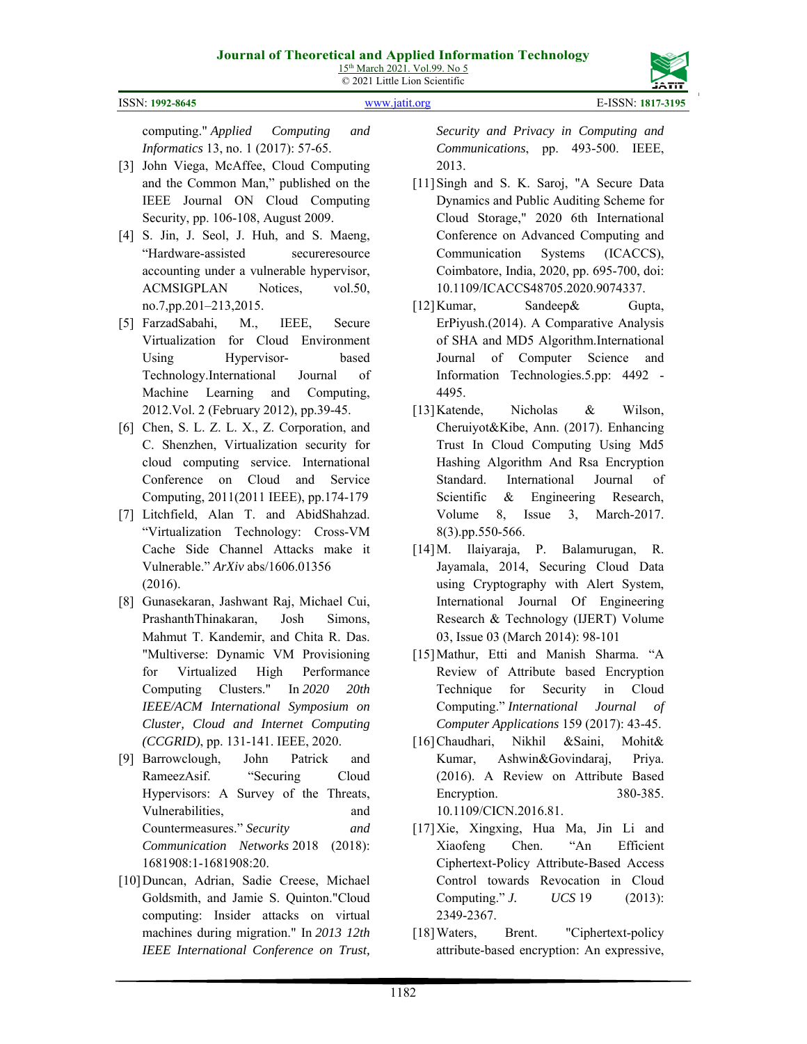computing." *Applied Computing and Informatics* 13, no. 1 (2017): 57-65.

[3] John Viega, McAffee, Cloud Computing and the Common Man," published on the IEEE Journal ON Cloud Computing Security, pp. 106-108, August 2009.

[4] S. Jin, J. Seol, J. Huh, and S. Maeng, "Hardware-assisted secureresource accounting under a vulnerable hypervisor, ACMSIGPLAN Notices, vol.50, no.7,pp.201–213,2015.

[5] FarzadSabahi, M., IEEE, Secure Virtualization for Cloud Environment Using Hypervisor- based Technology.International Journal of Machine Learning and Computing, 2012.Vol. 2 (February 2012), pp.39-45.

[6] Chen, S. L. Z. L. X., Z. Corporation, and C. Shenzhen, Virtualization security for cloud computing service. International Conference on Cloud and Service Computing, 2011(2011 IEEE), pp.174-179

[7] Litchfield, Alan T. and AbidShahzad. "Virtualization Technology: Cross-VM Cache Side Channel Attacks make it Vulnerable." *ArXiv* abs/1606.01356 (2016).

[8] Gunasekaran, Jashwant Raj, Michael Cui, PrashanthThinakaran, Josh Simons, Mahmut T. Kandemir, and Chita R. Das. "Multiverse: Dynamic VM Provisioning for Virtualized High Performance Computing Clusters." In *2020 20th IEEE/ACM International Symposium on Cluster, Cloud and Internet Computing (CCGRID)*, pp. 131-141. IEEE, 2020.

[9] Barrowclough, John Patrick and RameezAsif. "Securing Cloud Hypervisors: A Survey of the Threats, Vulnerabilities, and Countermeasures." *Security and Communication Networks* 2018 (2018): 1681908:1-1681908:20.

[10] Duncan, Adrian, Sadie Creese, Michael Goldsmith, and Jamie S. Quinton."Cloud computing: Insider attacks on virtual machines during migration." In *2013 12th IEEE International Conference on Trust, Security and Privacy in Computing and Communications*, pp. 493-500. IEEE, 2013.

[11] Singh and S. K. Saroj, "A Secure Data Dynamics and Public Auditing Scheme for Cloud Storage," 2020 6th International Conference on Advanced Computing and Communication Systems (ICACCS), Coimbatore, India, 2020, pp. 695-700, doi: 10.1109/ICACCS48705.2020.9074337.

[12] Kumar, Sandeep& Gupta, ErPiyush.(2014). A Comparative Analysis of SHA and MD5 Algorithm.International Journal of Computer Science and Information Technologies.5.pp: 4492 - 4495.

[13] Katende, Nicholas & Wilson, Cheruiyot&Kibe, Ann. (2017). Enhancing Trust In Cloud Computing Using Md5 Hashing Algorithm And Rsa Encryption Standard. International Journal of Scientific & Engineering Research, Volume 8, Issue 3, March-2017. 8(3).pp.550-566.

[14] M. Ilaiyaraja, P. Balamurugan, R. Jayamala, 2014, Securing Cloud Data using Cryptography with Alert System, International Journal Of Engineering Research & Technology (IJERT) Volume 03, Issue 03 (March 2014): 98-101

[15] Mathur, Etti and Manish Sharma. "A Review of Attribute based Encryption Technique for Security in Cloud Computing." *International Journal of Computer Applications* 159 (2017): 43-45.

[16] Chaudhari, Nikhil &Saini, Mohit& Kumar, Ashwin&Govindaraj, Priya. (2016). A Review on Attribute Based Encryption. 380-385. 10.1109/CICN.2016.81.

[17] Xie, Xingxing, Hua Ma, Jin Li and Xiaofeng Chen. "An Efficient Ciphertext-Policy Attribute-Based Access Control towards Revocation in Cloud Computing." *J. UCS* 19 (2013): 2349-2367.

[18] Waters, Brent. "Ciphertext-policy attribute-based encryption: An expressive,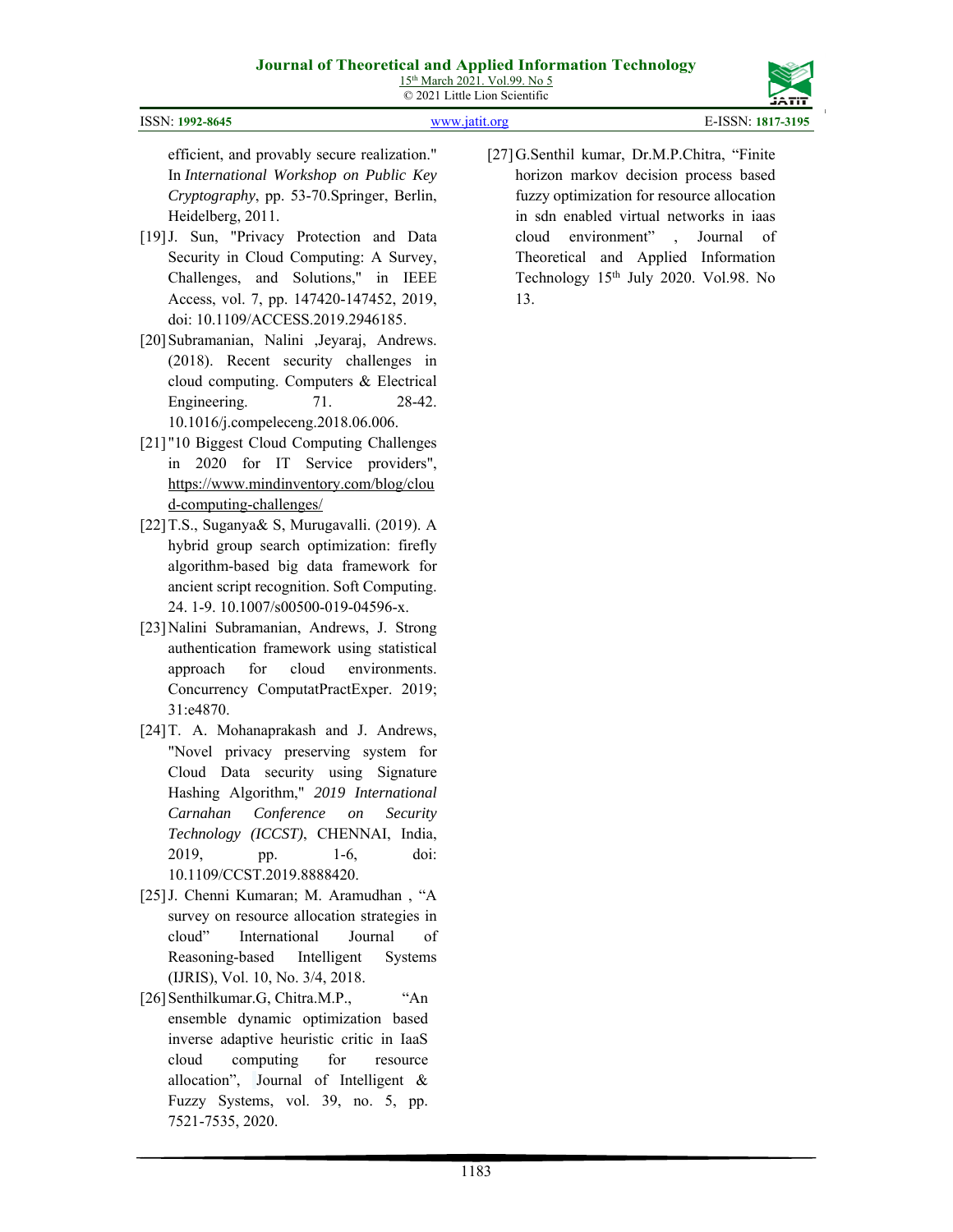efficient, and provably secure realization." In *International Workshop on Public Key Cryptography*, pp. 53-70.Springer, Berlin, Heidelberg, 2011.

[19] J. Sun, "Privacy Protection and Data Security in Cloud Computing: A Survey, Challenges, and Solutions," in IEEE Access, vol. 7, pp. 147420-147452, 2019, doi: 10.1109/ACCESS.2019.2946185.

[20] Subramanian, Nalini ,Jeyaraj, Andrews. (2018). Recent security challenges in cloud computing. Computers & Electrical Engineering. 71. 28-42. 10.1016/j.compeleceng.2018.06.006.

[21] "10 Biggest Cloud Computing Challenges in 2020 for IT Service providers", https://www.mindinventory.com/blog/cloud-computing-challenges/

[22] T.S., Suganya& S, Murugavalli. (2019). A hybrid group search optimization: firefly algorithm-based big data framework for ancient script recognition. Soft Computing. 24. 1-9. 10.1007/s00500-019-04596-x.

[23] Nalini Subramanian, Andrews, J. Strong authentication framework using statistical approach for cloud environments. Concurrency ComputatPractExper. 2019; 31:e4870.

[24] T. A. Mohanaprakash and J. Andrews, "Novel privacy preserving system for Cloud Data security using Signature Hashing Algorithm," *2019 International Carnahan Conference on Security Technology (ICCST)*, CHENNAI, India, 2019, pp. 1-6, doi: 10.1109/CCST.2019.8888420.

[25] J. Chenni Kumaran; M. Aramudhan , "A survey on resource allocation strategies in cloud" International Journal of Reasoning-based Intelligent Systems (IJRIS), Vol. 10, No. 3/4, 2018.

[26] Senthilkumar.G, Chitra.M.P., "An ensemble dynamic optimization based inverse adaptive heuristic critic in IaaS cloud computing for resource allocation", Journal of Intelligent & Fuzzy Systems, vol. 39, no. 5, pp. 7521-7535, 2020.

[27] G.Senthil kumar, Dr.M.P.Chitra, "Finite horizon markov decision process based fuzzy optimization for resource allocation in sdn enabled virtual networks in iaas cloud environment" , Journal of Theoretical and Applied Information Technology 15th July 2020. Vol.98. No 13.